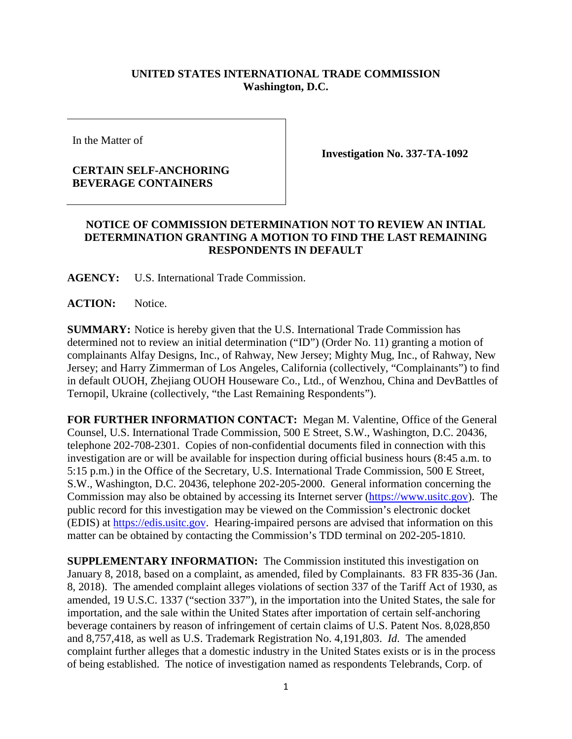**UNITED STATES INTERNATIONAL TRADE COMMISSION**
**Washington, D.C.**

| In the Matter of<br><br>**CERTAIN SELF-ANCHORING BEVERAGE CONTAINERS** | **Investigation No. 337-TA-1092** |
|---|---|

**NOTICE OF COMMISSION DETERMINATION NOT TO REVIEW AN INTIAL DETERMINATION GRANTING A MOTION TO FIND THE LAST REMAINING RESPONDENTS IN DEFAULT**

**AGENCY:** U.S. International Trade Commission.

**ACTION:** Notice.

**SUMMARY:** Notice is hereby given that the U.S. International Trade Commission has determined not to review an initial determination ("ID") (Order No. 11) granting a motion of complainants Alfay Designs, Inc., of Rahway, New Jersey; Mighty Mug, Inc., of Rahway, New Jersey; and Harry Zimmerman of Los Angeles, California (collectively, "Complainants") to find in default OUOH, Zhejiang OUOH Houseware Co., Ltd., of Wenzhou, China and DevBattles of Ternopil, Ukraine (collectively, "the Last Remaining Respondents").

**FOR FURTHER INFORMATION CONTACT:** Megan M. Valentine, Office of the General Counsel, U.S. International Trade Commission, 500 E Street, S.W., Washington, D.C. 20436, telephone 202-708-2301. Copies of non-confidential documents filed in connection with this investigation are or will be available for inspection during official business hours (8:45 a.m. to 5:15 p.m.) in the Office of the Secretary, U.S. International Trade Commission, 500 E Street, S.W., Washington, D.C. 20436, telephone 202-205-2000. General information concerning the Commission may also be obtained by accessing its Internet server (https://www.usitc.gov). The public record for this investigation may be viewed on the Commission's electronic docket (EDIS) at https://edis.usitc.gov. Hearing-impaired persons are advised that information on this matter can be obtained by contacting the Commission's TDD terminal on 202-205-1810.

**SUPPLEMENTARY INFORMATION:** The Commission instituted this investigation on January 8, 2018, based on a complaint, as amended, filed by Complainants. 83 FR 835-36 (Jan. 8, 2018). The amended complaint alleges violations of section 337 of the Tariff Act of 1930, as amended, 19 U.S.C. 1337 ("section 337"), in the importation into the United States, the sale for importation, and the sale within the United States after importation of certain self-anchoring beverage containers by reason of infringement of certain claims of U.S. Patent Nos. 8,028,850 and 8,757,418, as well as U.S. Trademark Registration No. 4,191,803. *Id*. The amended complaint further alleges that a domestic industry in the United States exists or is in the process of being established. The notice of investigation named as respondents Telebrands, Corp. of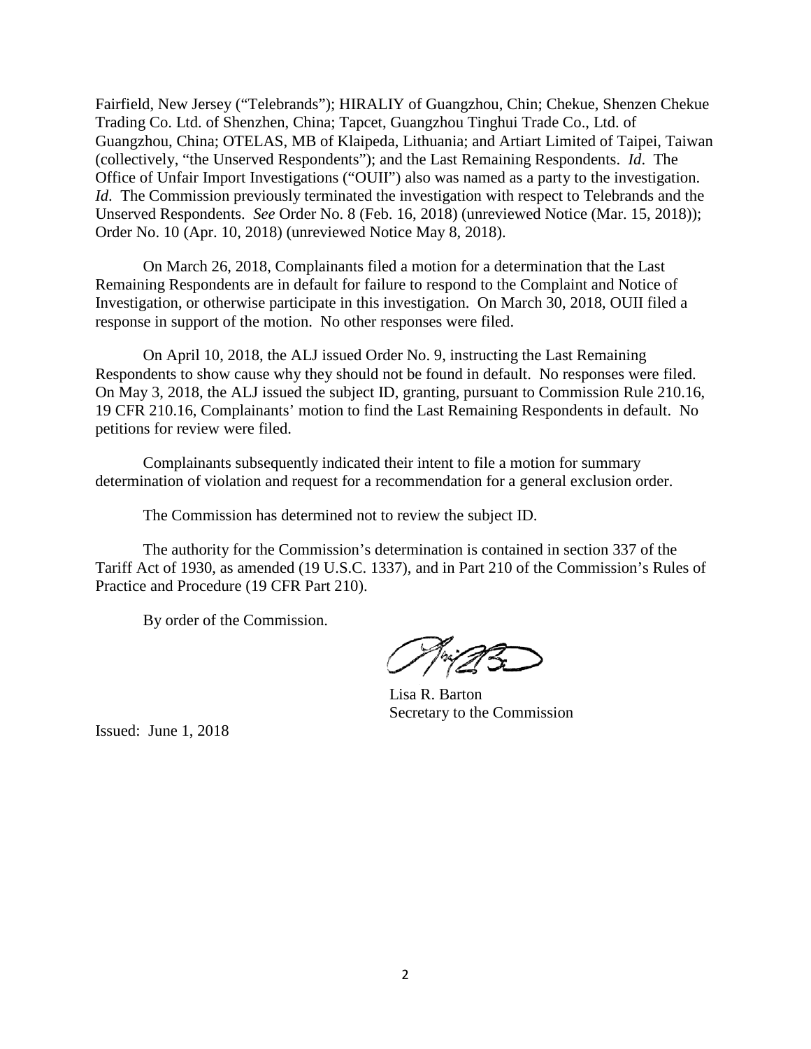Fairfield, New Jersey ("Telebrands"); HIRALIY of Guangzhou, Chin; Chekue, Shenzen Chekue Trading Co. Ltd. of Shenzhen, China; Tapcet, Guangzhou Tinghui Trade Co., Ltd. of Guangzhou, China; OTELAS, MB of Klaipeda, Lithuania; and Artiart Limited of Taipei, Taiwan (collectively, "the Unserved Respondents"); and the Last Remaining Respondents. *Id*. The Office of Unfair Import Investigations ("OUII") also was named as a party to the investigation. *Id*. The Commission previously terminated the investigation with respect to Telebrands and the Unserved Respondents. *See* Order No. 8 (Feb. 16, 2018) (unreviewed Notice (Mar. 15, 2018)); Order No. 10 (Apr. 10, 2018) (unreviewed Notice May 8, 2018).

On March 26, 2018, Complainants filed a motion for a determination that the Last Remaining Respondents are in default for failure to respond to the Complaint and Notice of Investigation, or otherwise participate in this investigation. On March 30, 2018, OUII filed a response in support of the motion. No other responses were filed.

On April 10, 2018, the ALJ issued Order No. 9, instructing the Last Remaining Respondents to show cause why they should not be found in default. No responses were filed. On May 3, 2018, the ALJ issued the subject ID, granting, pursuant to Commission Rule 210.16, 19 CFR 210.16, Complainants' motion to find the Last Remaining Respondents in default. No petitions for review were filed.

Complainants subsequently indicated their intent to file a motion for summary determination of violation and request for a recommendation for a general exclusion order.

The Commission has determined not to review the subject ID.

The authority for the Commission's determination is contained in section 337 of the Tariff Act of 1930, as amended (19 U.S.C. 1337), and in Part 210 of the Commission's Rules of Practice and Procedure (19 CFR Part 210).

By order of the Commission.

Lisa R. Barton
Secretary to the Commission

Issued: June 1, 2018